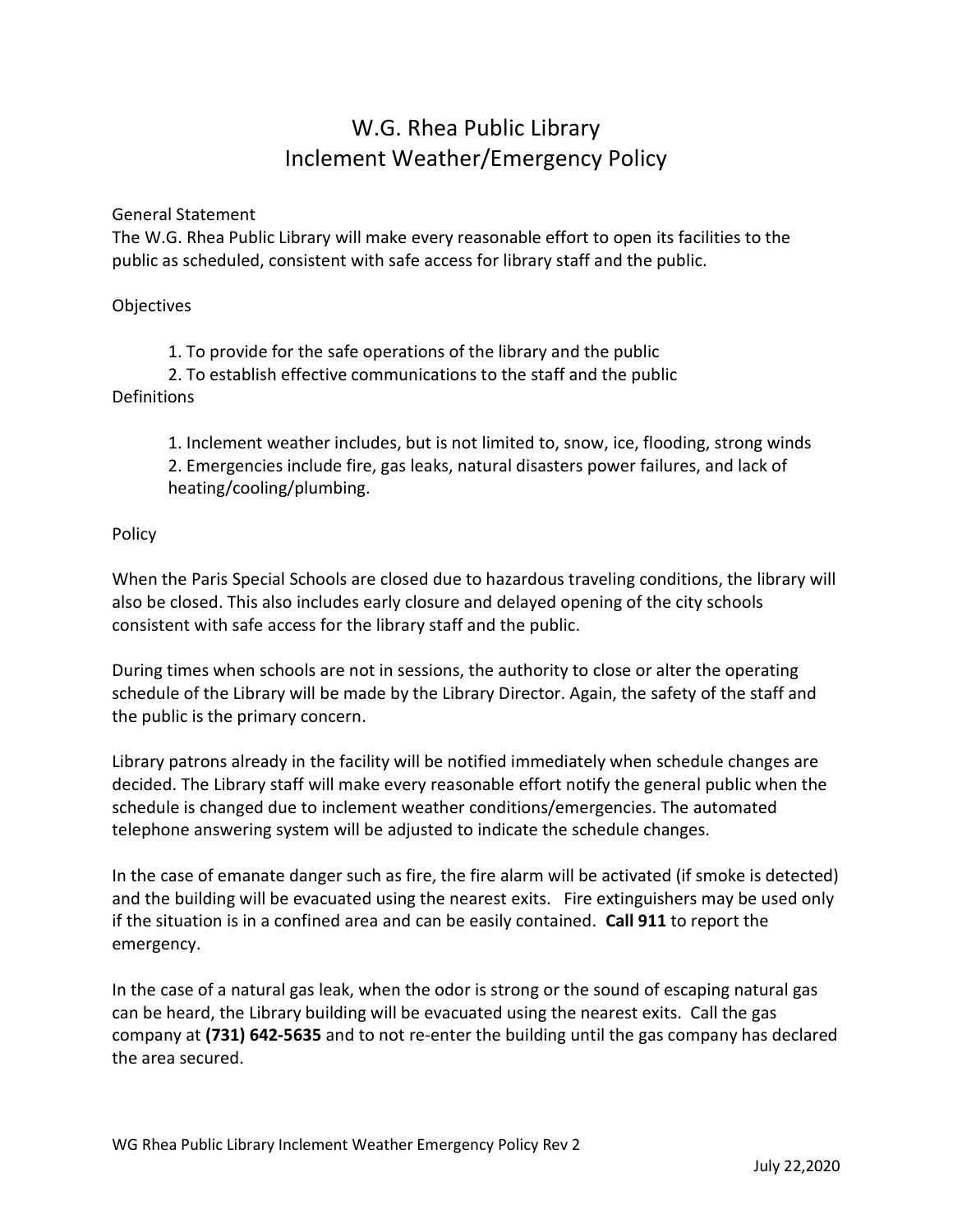# W.G. Rhea Public Library
# Inclement Weather/Emergency Policy

General Statement

The W.G. Rhea Public Library will make every reasonable effort to open its facilities to the public as scheduled, consistent with safe access for library staff and the public.

Objectives

1. To provide for the safe operations of the library and the public
2. To establish effective communications to the staff and the public

Definitions

1. Inclement weather includes, but is not limited to, snow, ice, flooding, strong winds
2. Emergencies include fire, gas leaks, natural disasters power failures, and lack of heating/cooling/plumbing.

Policy

When the Paris Special Schools are closed due to hazardous traveling conditions, the library will also be closed. This also includes early closure and delayed opening of the city schools consistent with safe access for the library staff and the public.

During times when schools are not in sessions, the authority to close or alter the operating schedule of the Library will be made by the Library Director. Again, the safety of the staff and the public is the primary concern.

Library patrons already in the facility will be notified immediately when schedule changes are decided. The Library staff will make every reasonable effort notify the general public when the schedule is changed due to inclement weather conditions/emergencies. The automated telephone answering system will be adjusted to indicate the schedule changes.

In the case of emanate danger such as fire, the fire alarm will be activated (if smoke is detected) and the building will be evacuated using the nearest exits. Fire extinguishers may be used only if the situation is in a confined area and can be easily contained. **Call 911** to report the emergency.

In the case of a natural gas leak, when the odor is strong or the sound of escaping natural gas can be heard, the Library building will be evacuated using the nearest exits. Call the gas company at **(731) 642-5635** and to not re-enter the building until the gas company has declared the area secured.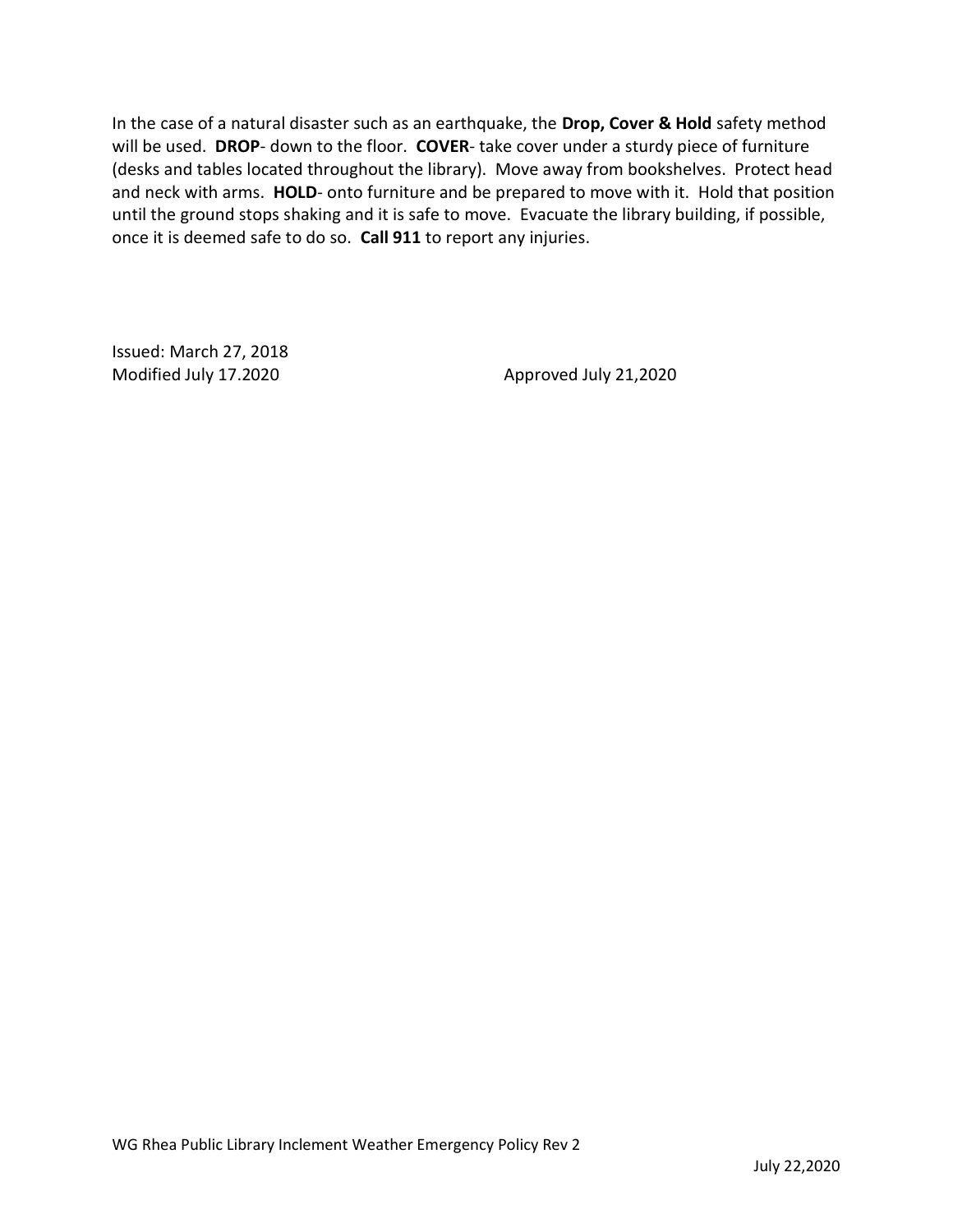In the case of a natural disaster such as an earthquake, the **Drop, Cover & Hold** safety method will be used. **DROP**- down to the floor. **COVER**- take cover under a sturdy piece of furniture (desks and tables located throughout the library). Move away from bookshelves. Protect head and neck with arms. **HOLD**- onto furniture and be prepared to move with it. Hold that position until the ground stops shaking and it is safe to move. Evacuate the library building, if possible, once it is deemed safe to do so. **Call 911** to report any injuries.

Issued: March 27, 2018
Modified July 17.2020 Approved July 21,2020